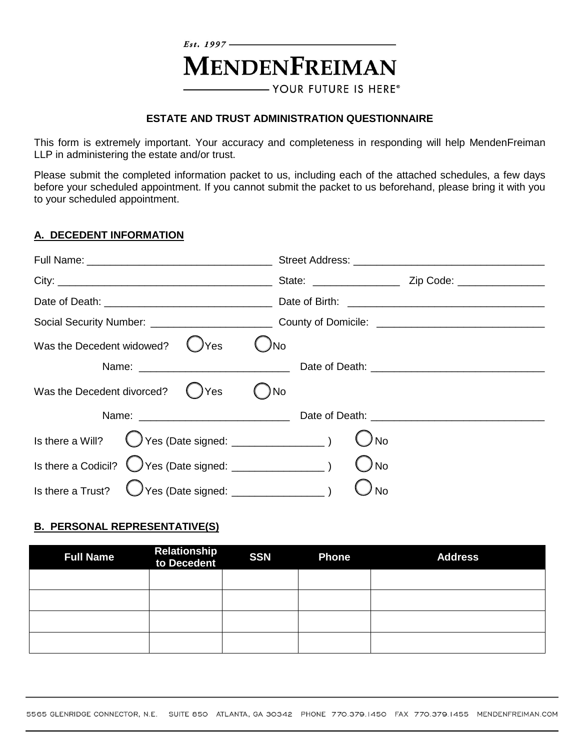Est. 1997

# MENDENFREIMAN

YOUR FUTURE IS HERE®

## ESTATE AND TRUST ADMINISTRATION QUESTIONNAIRE

This form is extremely important. Your accuracy and completeness in responding will help MendenFreiman LLP in administering the estate and/or trust.

Please submit the completed information packet to us, including each of the attached schedules, a few days before your scheduled appointment. If you cannot submit the packet to us beforehand, please bring it with you to your scheduled appointment.

### A. DECEDENT INFORMATION

Full Name: ________________________________ Street Address: ________________________________

City: ____________________________________ State: _______________ Zip Code: _______________

Date of Death: _____________________________ Date of Birth: __________________________________

Social Security Number: _____________________ County of Domicile: _____________________________

Was the Decedent widowed? ◯ Yes ◯ No

Name: __________________________ Date of Death: ______________________________

Was the Decedent divorced? ◯ Yes ◯ No

Name: __________________________ Date of Death: ______________________________

Is there a Will? ◯ Yes (Date signed: _______________ ) ◯ No

Is there a Codicil? ◯ Yes (Date signed: _______________ ) ◯ No

Is there a Trust? ◯ Yes (Date signed: _______________ ) ◯ No

### B. PERSONAL REPRESENTATIVE(S)

| Full Name | Relationship to Decedent | SSN | Phone | Address |
|---|---|---|---|---|
| | | | | |
| | | | | |
| | | | | |
| | | | | |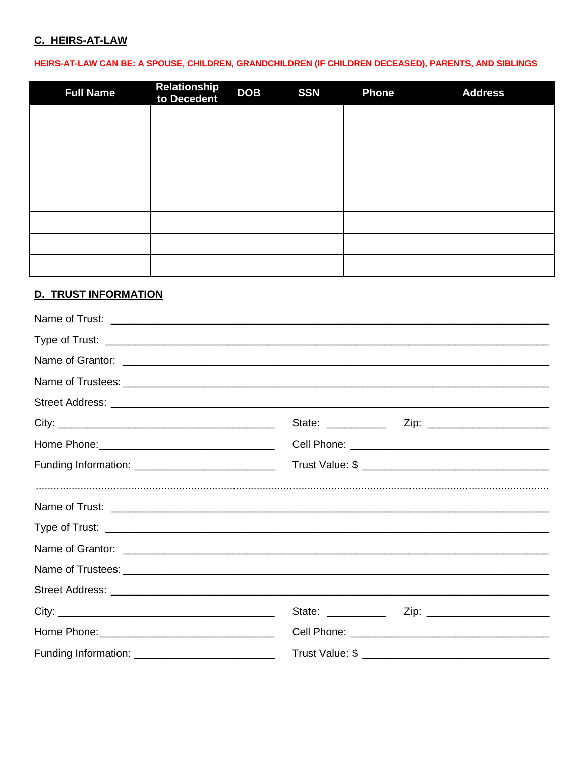## C. HEIRS-AT-LAW

**HEIRS-AT-LAW CAN BE: A SPOUSE, CHILDREN, GRANDCHILDREN (IF CHILDREN DECEASED), PARENTS, AND SIBLINGS**

| Full Name | Relationship to Decedent | DOB | SSN | Phone | Address |
|---|---|---|---|---|---|
| | | | | | |
| | | | | | |
| | | | | | |
| | | | | | |
| | | | | | |
| | | | | | |
| | | | | | |
| | | | | | |

## D. TRUST INFORMATION

Name of Trust: ______________________________________________________________

Type of Trust: ______________________________________________________________

Name of Grantor: ____________________________________________________________

Name of Trustees: ___________________________________________________________

Street Address: _____________________________________________________________

City: ________________________________ State: __________ Zip: ____________________

Home Phone: __________________________ Cell Phone: ______________________________

Funding Information: ______________________ Trust Value: $ ____________________________

..........................................................................................................................................................

Name of Trust: ______________________________________________________________

Type of Trust: ______________________________________________________________

Name of Grantor: ____________________________________________________________

Name of Trustees: ___________________________________________________________

Street Address: _____________________________________________________________

City: ________________________________ State: __________ Zip: ____________________

Home Phone: __________________________ Cell Phone: ______________________________

Funding Information: ______________________ Trust Value: $ ____________________________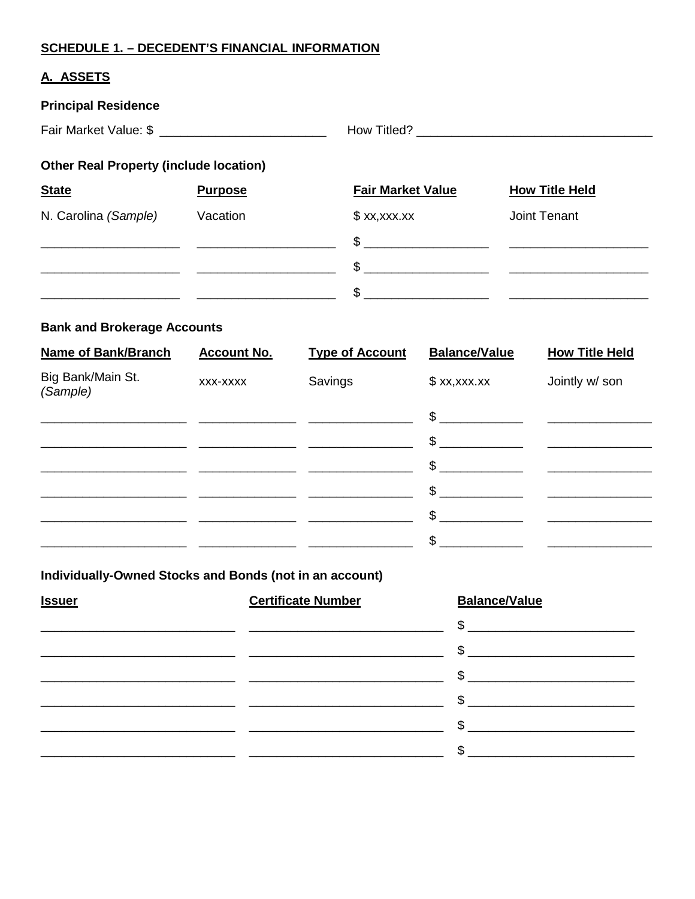**SCHEDULE 1. – DECEDENT'S FINANCIAL INFORMATION**

**A. ASSETS**

**Principal Residence**

Fair Market Value: $ ________________________ How Titled? ________________________________

**Other Real Property (include location)**

| State | Purpose | Fair Market Value | How Title Held |
|---|---|---|---|
| N. Carolina *(Sample)* | Vacation | $ xx,xxx.xx | Joint Tenant |
| | | $ | |
| | | $ | |
| | | $ | |

**Bank and Brokerage Accounts**

| Name of Bank/Branch | Account No. | Type of Account | Balance/Value | How Title Held |
|---|---|---|---|---|
| Big Bank/Main St. *(Sample)* | xxx-xxxx | Savings | $ xx,xxx.xx | Jointly w/ son |
| | | | $ | |
| | | | $ | |
| | | | $ | |
| | | | $ | |
| | | | $ | |
| | | | $ | |

**Individually-Owned Stocks and Bonds (not in an account)**

| Issuer | Certificate Number | Balance/Value |
|---|---|---|
| | | $ |
| | | $ |
| | | $ |
| | | $ |
| | | $ |
| | | $ |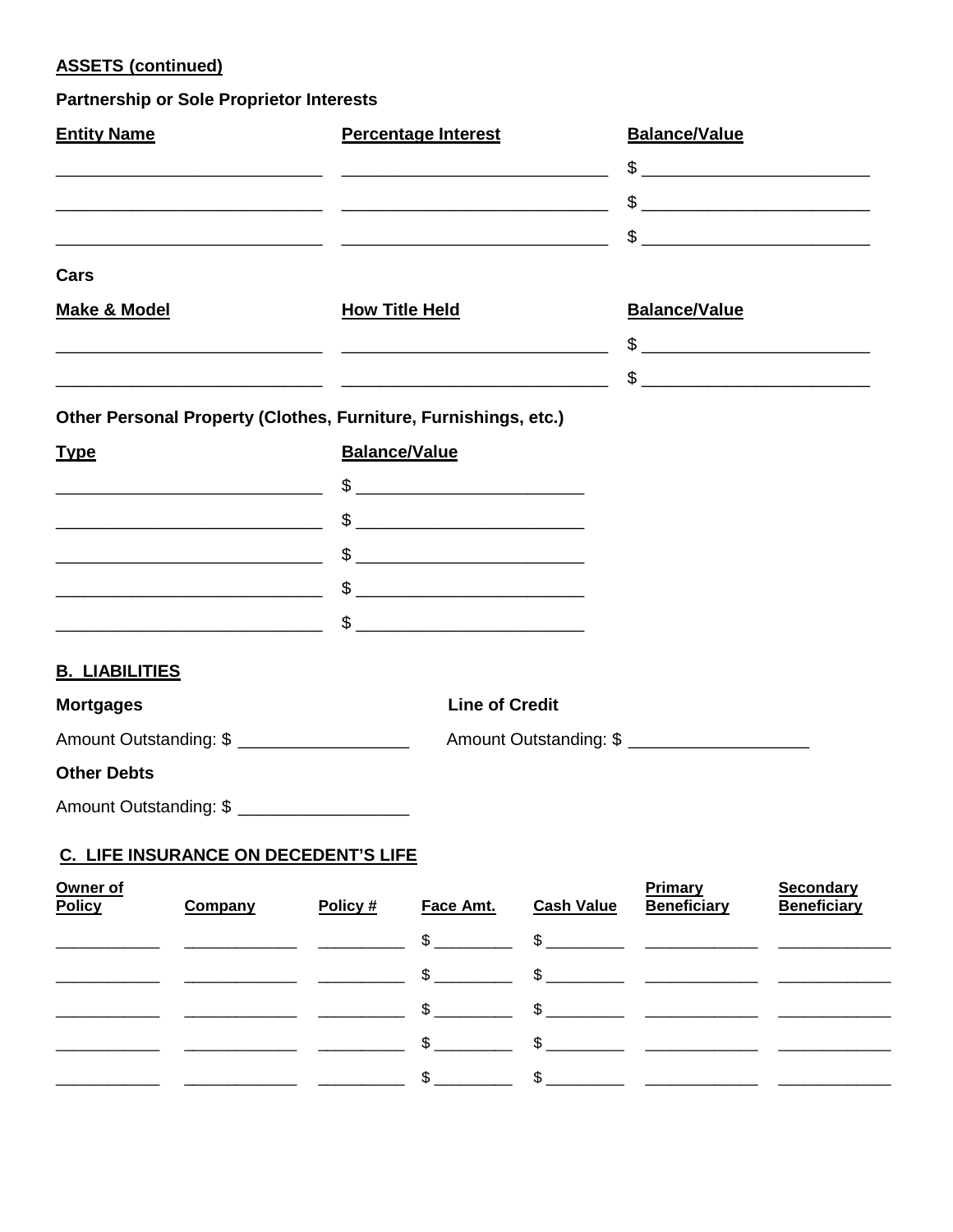**ASSETS (continued)**

**Partnership or Sole Proprietor Interests**

| Entity Name | Percentage Interest | Balance/Value |
| --- | --- | --- |
| ____________________________ | ____________________________ | $ ________________________ |
| ____________________________ | ____________________________ | $ ________________________ |
| ____________________________ | ____________________________ | $ ________________________ |

**Cars**

| Make & Model | How Title Held | Balance/Value |
| --- | --- | --- |
| ____________________________ | ____________________________ | $ ________________________ |
| ____________________________ | ____________________________ | $ ________________________ |

**Other Personal Property (Clothes, Furniture, Furnishings, etc.)**

| Type | Balance/Value |
| --- | --- |
| ____________________________ | $ ________________________ |
| ____________________________ | $ ________________________ |
| ____________________________ | $ ________________________ |
| ____________________________ | $ ________________________ |
| ____________________________ | $ ________________________ |

## B. LIABILITIES

**Mortgages**

Amount Outstanding: $ __________________

**Line of Credit**

Amount Outstanding: $ ___________________

**Other Debts**

Amount Outstanding: $ __________________

## C. LIFE INSURANCE ON DECEDENT'S LIFE

| Owner of Policy | Company | Policy # | Face Amt. | Cash Value | Primary Beneficiary | Secondary Beneficiary |
| --- | --- | --- | --- | --- | --- | --- |
| ___________ | ____________ | _________ | $ ________ | $ ________ | ____________ | ____________ |
| ___________ | ____________ | _________ | $ ________ | $ ________ | ____________ | ____________ |
| ___________ | ____________ | _________ | $ ________ | $ ________ | ____________ | ____________ |
| ___________ | ____________ | _________ | $ ________ | $ ________ | ____________ | ____________ |
| ___________ | ____________ | _________ | $ ________ | $ ________ | ____________ | ____________ |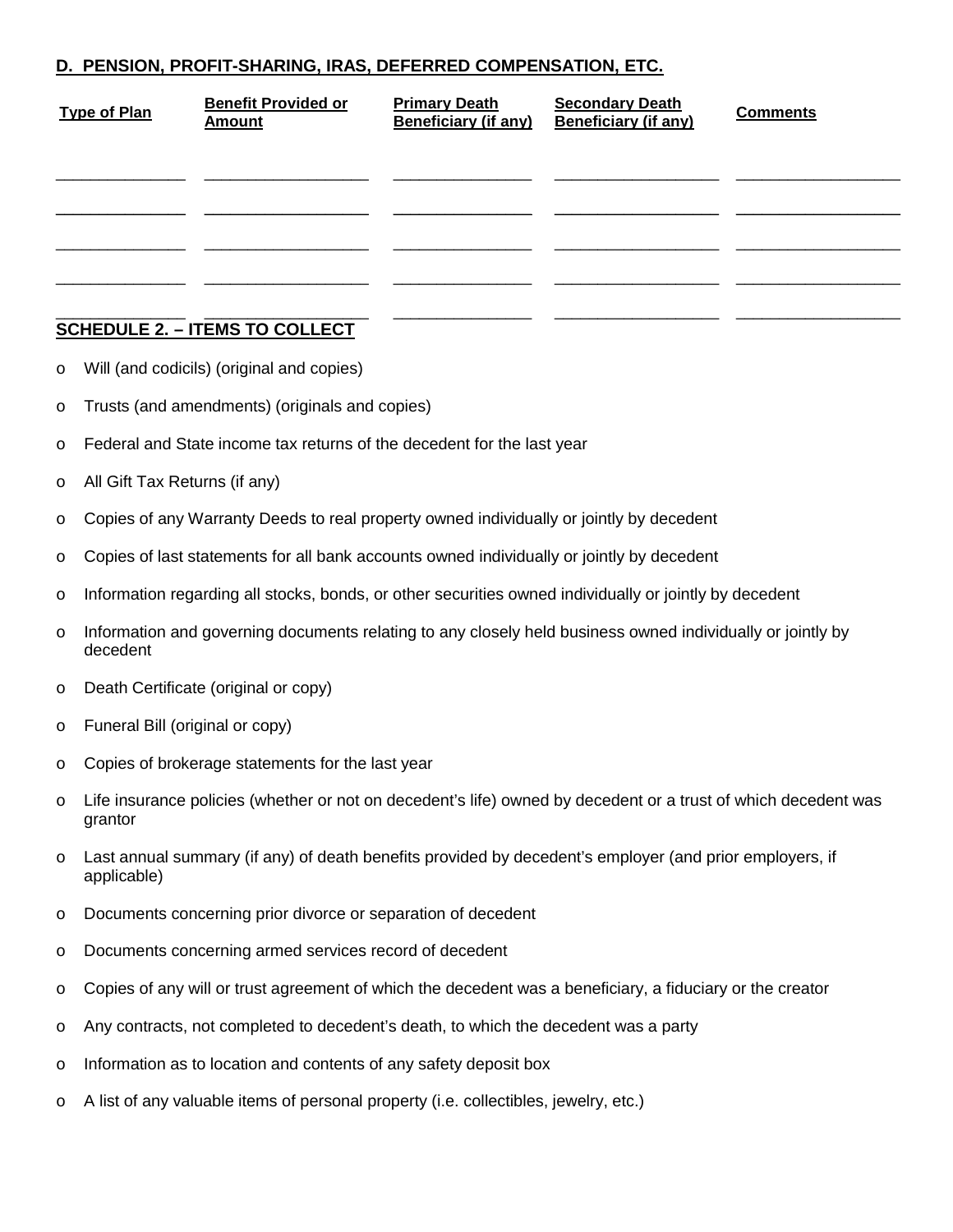**D. PENSION, PROFIT-SHARING, IRAS, DEFERRED COMPENSATION, ETC.**

| Type of Plan | Benefit Provided or Amount | Primary Death Beneficiary (if any) | Secondary Death Beneficiary (if any) | Comments |
|---|---|---|---|---|
| | | | | |
| | | | | |
| | | | | |
| | | | | |
| | | | | |

**SCHEDULE 2. – ITEMS TO COLLECT**

- o Will (and codicils) (original and copies)
- o Trusts (and amendments) (originals and copies)
- o Federal and State income tax returns of the decedent for the last year
- o All Gift Tax Returns (if any)
- o Copies of any Warranty Deeds to real property owned individually or jointly by decedent
- o Copies of last statements for all bank accounts owned individually or jointly by decedent
- o Information regarding all stocks, bonds, or other securities owned individually or jointly by decedent
- o Information and governing documents relating to any closely held business owned individually or jointly by decedent
- o Death Certificate (original or copy)
- o Funeral Bill (original or copy)
- o Copies of brokerage statements for the last year
- o Life insurance policies (whether or not on decedent's life) owned by decedent or a trust of which decedent was grantor
- o Last annual summary (if any) of death benefits provided by decedent's employer (and prior employers, if applicable)
- o Documents concerning prior divorce or separation of decedent
- o Documents concerning armed services record of decedent
- o Copies of any will or trust agreement of which the decedent was a beneficiary, a fiduciary or the creator
- o Any contracts, not completed to decedent's death, to which the decedent was a party
- o Information as to location and contents of any safety deposit box
- o A list of any valuable items of personal property (i.e. collectibles, jewelry, etc.)